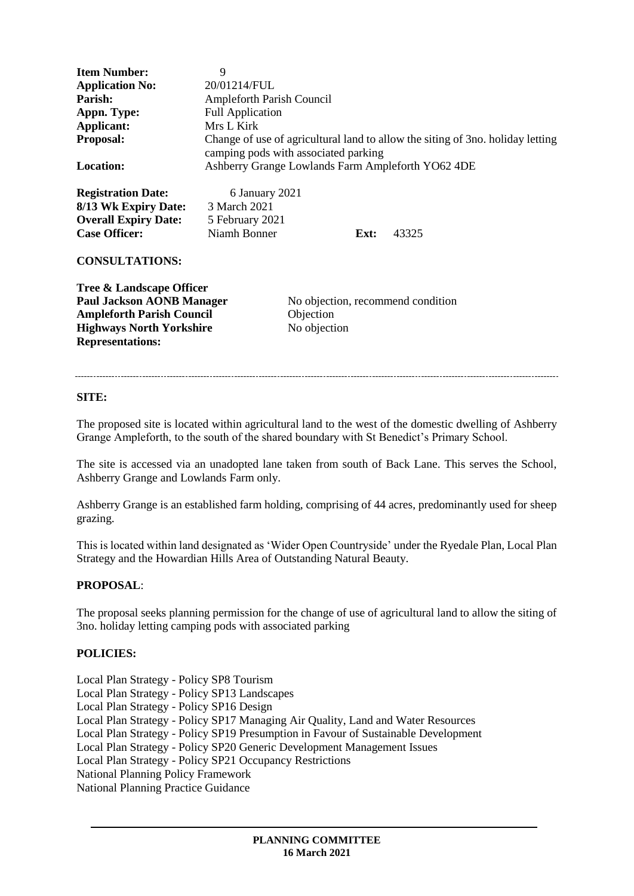| | |
|---|---|
| **Item Number:** | 9 |
| **Application No:** | 20/01214/FUL |
| **Parish:** | Ampleforth Parish Council |
| **Appn. Type:** | Full Application |
| **Applicant:** | Mrs L Kirk |
| **Proposal:** | Change of use of agricultural land to allow the siting of 3no. holiday letting camping pods with associated parking |
| **Location:** | Ashberry Grange Lowlands Farm Ampleforth YO62 4DE |

| | | | |
|---|---|---|---|
| **Registration Date:** | 6 January 2021 | | |
| **8/13 Wk Expiry Date:** | 3 March 2021 | | |
| **Overall Expiry Date:** | 5 February 2021 | | |
| **Case Officer:** | Niamh Bonner | **Ext:** | 43325 |

**CONSULTATIONS:**

| | |
|---|---|
| **Tree & Landscape Officer** | |
| **Paul Jackson AONB Manager** | No objection, recommend condition |
| **Ampleforth Parish Council** | Objection |
| **Highways North Yorkshire** | No objection |
| **Representations:** | |

---

**SITE:**

The proposed site is located within agricultural land to the west of the domestic dwelling of Ashberry Grange Ampleforth, to the south of the shared boundary with St Benedict's Primary School.

The site is accessed via an unadopted lane taken from south of Back Lane. This serves the School, Ashberry Grange and Lowlands Farm only.

Ashberry Grange is an established farm holding, comprising of 44 acres, predominantly used for sheep grazing.

This is located within land designated as 'Wider Open Countryside' under the Ryedale Plan, Local Plan Strategy and the Howardian Hills Area of Outstanding Natural Beauty.

**PROPOSAL**:

The proposal seeks planning permission for the change of use of agricultural land to allow the siting of 3no. holiday letting camping pods with associated parking

**POLICIES:**

Local Plan Strategy - Policy SP8 Tourism  
Local Plan Strategy - Policy SP13 Landscapes  
Local Plan Strategy - Policy SP16 Design  
Local Plan Strategy - Policy SP17 Managing Air Quality, Land and Water Resources  
Local Plan Strategy - Policy SP19 Presumption in Favour of Sustainable Development  
Local Plan Strategy - Policy SP20 Generic Development Management Issues  
Local Plan Strategy - Policy SP21 Occupancy Restrictions  
National Planning Policy Framework  
National Planning Practice Guidance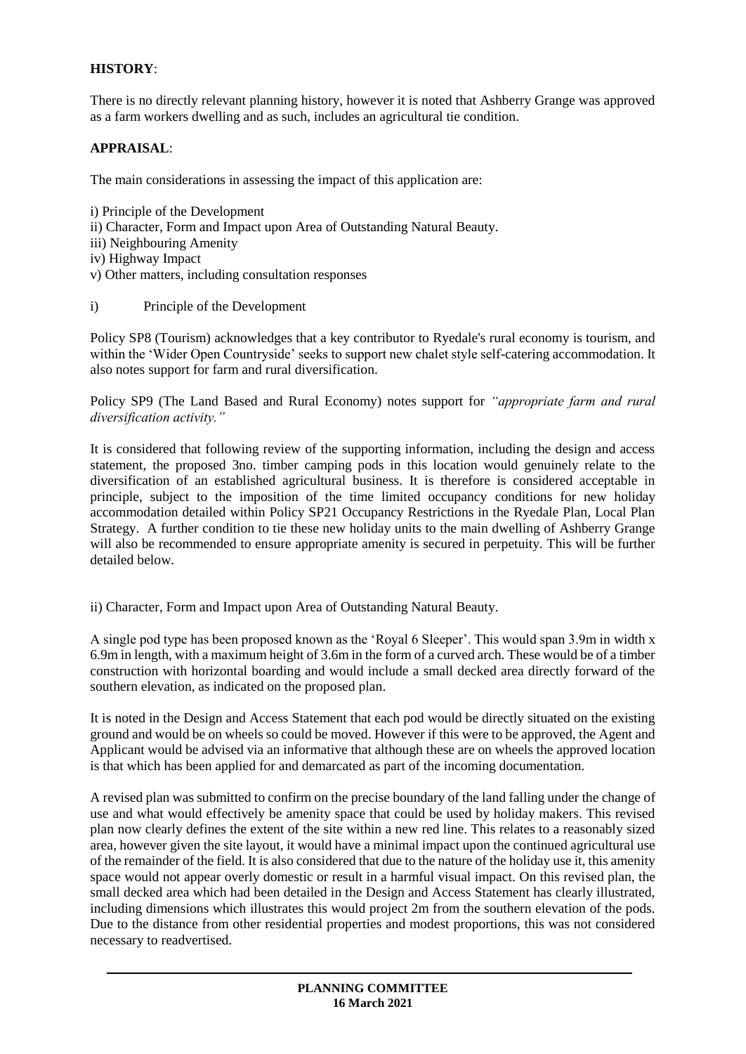**HISTORY**:

There is no directly relevant planning history, however it is noted that Ashberry Grange was approved as a farm workers dwelling and as such, includes an agricultural tie condition.

**APPRAISAL**:

The main considerations in assessing the impact of this application are:

i) Principle of the Development
ii) Character, Form and Impact upon Area of Outstanding Natural Beauty.
iii) Neighbouring Amenity
iv) Highway Impact
v) Other matters, including consultation responses

i) Principle of the Development

Policy SP8 (Tourism) acknowledges that a key contributor to Ryedale's rural economy is tourism, and within the 'Wider Open Countryside' seeks to support new chalet style self-catering accommodation. It also notes support for farm and rural diversification.

Policy SP9 (The Land Based and Rural Economy) notes support for *"appropriate farm and rural diversification activity."*

It is considered that following review of the supporting information, including the design and access statement, the proposed 3no. timber camping pods in this location would genuinely relate to the diversification of an established agricultural business. It is therefore is considered acceptable in principle, subject to the imposition of the time limited occupancy conditions for new holiday accommodation detailed within Policy SP21 Occupancy Restrictions in the Ryedale Plan, Local Plan Strategy. A further condition to tie these new holiday units to the main dwelling of Ashberry Grange will also be recommended to ensure appropriate amenity is secured in perpetuity. This will be further detailed below.

ii) Character, Form and Impact upon Area of Outstanding Natural Beauty.

A single pod type has been proposed known as the 'Royal 6 Sleeper'. This would span 3.9m in width x 6.9m in length, with a maximum height of 3.6m in the form of a curved arch. These would be of a timber construction with horizontal boarding and would include a small decked area directly forward of the southern elevation, as indicated on the proposed plan.

It is noted in the Design and Access Statement that each pod would be directly situated on the existing ground and would be on wheels so could be moved. However if this were to be approved, the Agent and Applicant would be advised via an informative that although these are on wheels the approved location is that which has been applied for and demarcated as part of the incoming documentation.

A revised plan was submitted to confirm on the precise boundary of the land falling under the change of use and what would effectively be amenity space that could be used by holiday makers. This revised plan now clearly defines the extent of the site within a new red line. This relates to a reasonably sized area, however given the site layout, it would have a minimal impact upon the continued agricultural use of the remainder of the field. It is also considered that due to the nature of the holiday use it, this amenity space would not appear overly domestic or result in a harmful visual impact. On this revised plan, the small decked area which had been detailed in the Design and Access Statement has clearly illustrated, including dimensions which illustrates this would project 2m from the southern elevation of the pods. Due to the distance from other residential properties and modest proportions, this was not considered necessary to readvertised.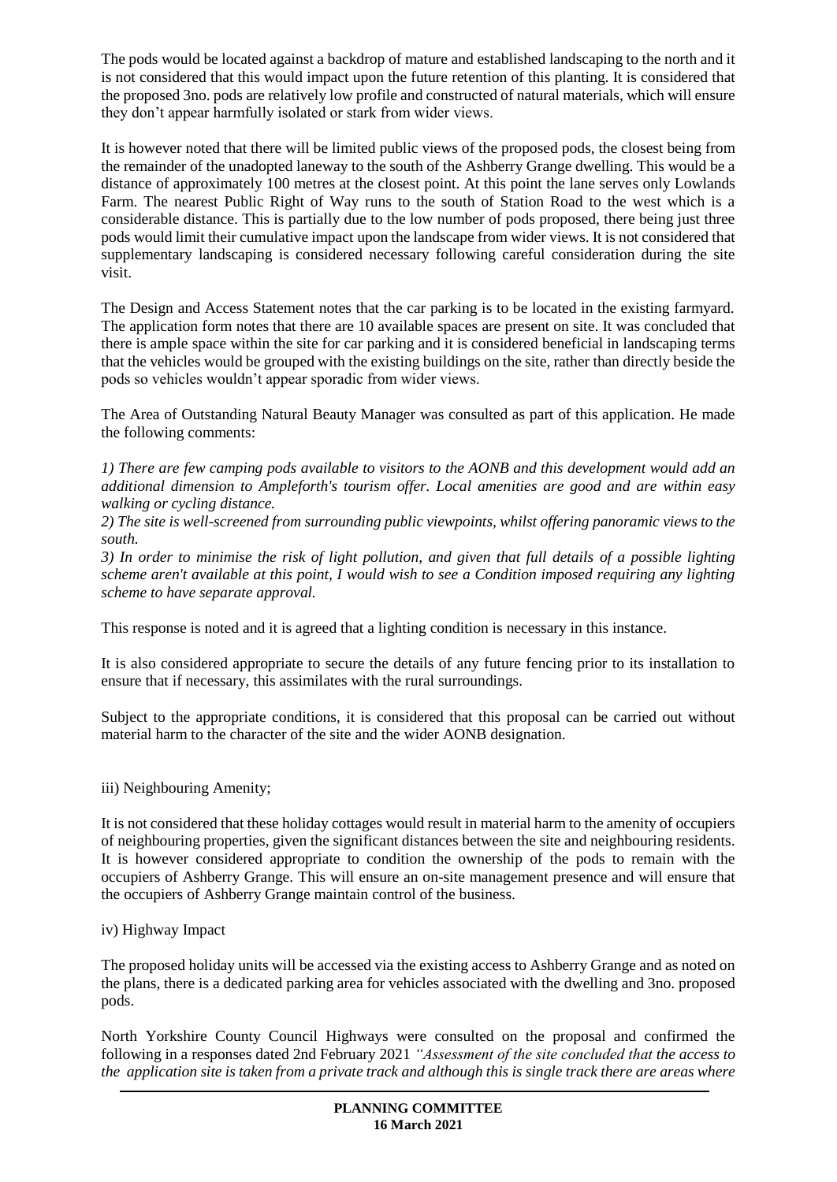The pods would be located against a backdrop of mature and established landscaping to the north and it is not considered that this would impact upon the future retention of this planting. It is considered that the proposed 3no. pods are relatively low profile and constructed of natural materials, which will ensure they don't appear harmfully isolated or stark from wider views.

It is however noted that there will be limited public views of the proposed pods, the closest being from the remainder of the unadopted laneway to the south of the Ashberry Grange dwelling. This would be a distance of approximately 100 metres at the closest point. At this point the lane serves only Lowlands Farm. The nearest Public Right of Way runs to the south of Station Road to the west which is a considerable distance. This is partially due to the low number of pods proposed, there being just three pods would limit their cumulative impact upon the landscape from wider views. It is not considered that supplementary landscaping is considered necessary following careful consideration during the site visit.

The Design and Access Statement notes that the car parking is to be located in the existing farmyard. The application form notes that there are 10 available spaces are present on site. It was concluded that there is ample space within the site for car parking and it is considered beneficial in landscaping terms that the vehicles would be grouped with the existing buildings on the site, rather than directly beside the pods so vehicles wouldn't appear sporadic from wider views.

The Area of Outstanding Natural Beauty Manager was consulted as part of this application. He made the following comments:

*1) There are few camping pods available to visitors to the AONB and this development would add an additional dimension to Ampleforth's tourism offer. Local amenities are good and are within easy walking or cycling distance.*

*2) The site is well-screened from surrounding public viewpoints, whilst offering panoramic views to the south.*

*3) In order to minimise the risk of light pollution, and given that full details of a possible lighting scheme aren't available at this point, I would wish to see a Condition imposed requiring any lighting scheme to have separate approval.*

This response is noted and it is agreed that a lighting condition is necessary in this instance.

It is also considered appropriate to secure the details of any future fencing prior to its installation to ensure that if necessary, this assimilates with the rural surroundings.

Subject to the appropriate conditions, it is considered that this proposal can be carried out without material harm to the character of the site and the wider AONB designation.

iii) Neighbouring Amenity;

It is not considered that these holiday cottages would result in material harm to the amenity of occupiers of neighbouring properties, given the significant distances between the site and neighbouring residents. It is however considered appropriate to condition the ownership of the pods to remain with the occupiers of Ashberry Grange. This will ensure an on-site management presence and will ensure that the occupiers of Ashberry Grange maintain control of the business.

iv) Highway Impact

The proposed holiday units will be accessed via the existing access to Ashberry Grange and as noted on the plans, there is a dedicated parking area for vehicles associated with the dwelling and 3no. proposed pods.

North Yorkshire County Council Highways were consulted on the proposal and confirmed the following in a responses dated 2nd February 2021 *"Assessment of the site concluded that the access to the application site is taken from a private track and although this is single track there are areas where*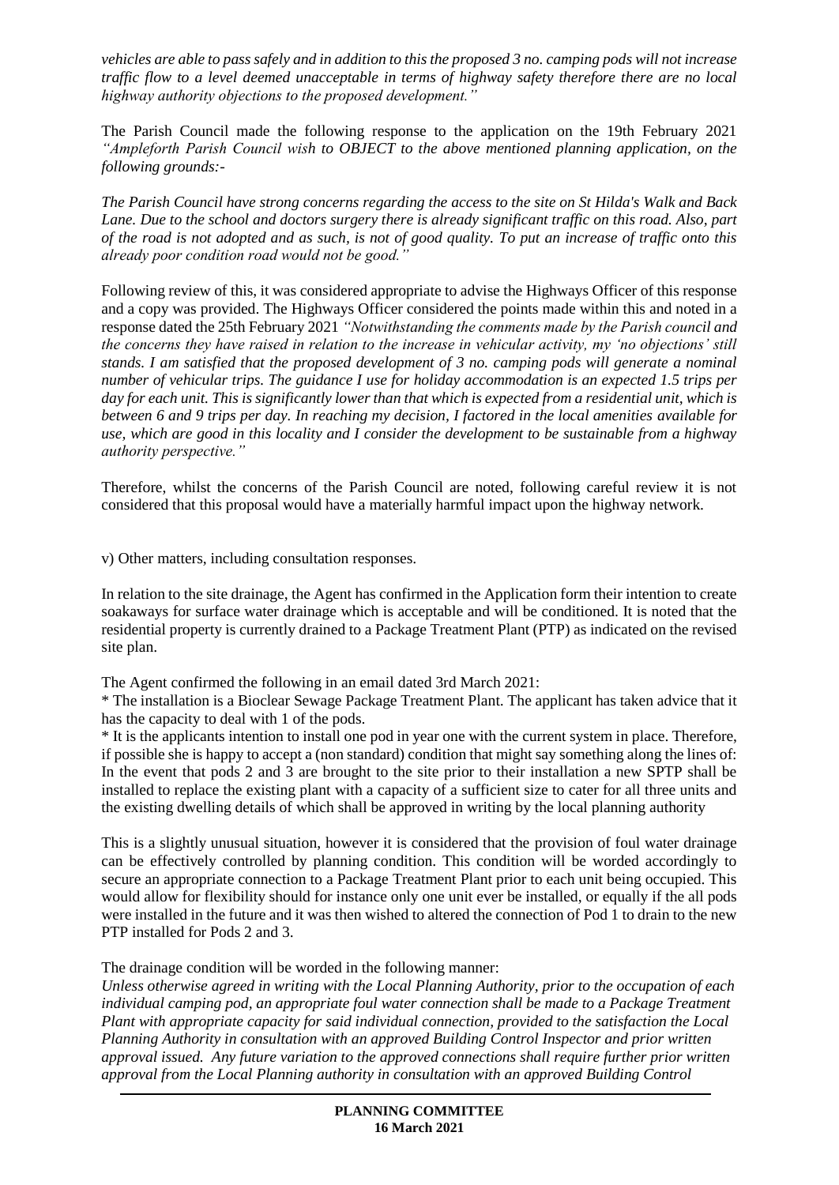*vehicles are able to pass safely and in addition to this the proposed 3 no. camping pods will not increase traffic flow to a level deemed unacceptable in terms of highway safety therefore there are no local highway authority objections to the proposed development."*

The Parish Council made the following response to the application on the 19th February 2021 *"Ampleforth Parish Council wish to OBJECT to the above mentioned planning application, on the following grounds:-*

*The Parish Council have strong concerns regarding the access to the site on St Hilda's Walk and Back Lane. Due to the school and doctors surgery there is already significant traffic on this road. Also, part of the road is not adopted and as such, is not of good quality. To put an increase of traffic onto this already poor condition road would not be good."*

Following review of this, it was considered appropriate to advise the Highways Officer of this response and a copy was provided. The Highways Officer considered the points made within this and noted in a response dated the 25th February 2021 *"Notwithstanding the comments made by the Parish council and the concerns they have raised in relation to the increase in vehicular activity, my 'no objections' still stands. I am satisfied that the proposed development of 3 no. camping pods will generate a nominal number of vehicular trips. The guidance I use for holiday accommodation is an expected 1.5 trips per day for each unit. This is significantly lower than that which is expected from a residential unit, which is between 6 and 9 trips per day. In reaching my decision, I factored in the local amenities available for use, which are good in this locality and I consider the development to be sustainable from a highway authority perspective."*

Therefore, whilst the concerns of the Parish Council are noted, following careful review it is not considered that this proposal would have a materially harmful impact upon the highway network.

v) Other matters, including consultation responses.

In relation to the site drainage, the Agent has confirmed in the Application form their intention to create soakaways for surface water drainage which is acceptable and will be conditioned. It is noted that the residential property is currently drained to a Package Treatment Plant (PTP) as indicated on the revised site plan.

The Agent confirmed the following in an email dated 3rd March 2021:

* The installation is a Bioclear Sewage Package Treatment Plant. The applicant has taken advice that it has the capacity to deal with 1 of the pods.
* It is the applicants intention to install one pod in year one with the current system in place. Therefore, if possible she is happy to accept a (non standard) condition that might say something along the lines of: In the event that pods 2 and 3 are brought to the site prior to their installation a new SPTP shall be installed to replace the existing plant with a capacity of a sufficient size to cater for all three units and the existing dwelling details of which shall be approved in writing by the local planning authority

This is a slightly unusual situation, however it is considered that the provision of foul water drainage can be effectively controlled by planning condition. This condition will be worded accordingly to secure an appropriate connection to a Package Treatment Plant prior to each unit being occupied. This would allow for flexibility should for instance only one unit ever be installed, or equally if the all pods were installed in the future and it was then wished to altered the connection of Pod 1 to drain to the new PTP installed for Pods 2 and 3.

The drainage condition will be worded in the following manner:

*Unless otherwise agreed in writing with the Local Planning Authority, prior to the occupation of each individual camping pod, an appropriate foul water connection shall be made to a Package Treatment Plant with appropriate capacity for said individual connection, provided to the satisfaction the Local Planning Authority in consultation with an approved Building Control Inspector and prior written approval issued. Any future variation to the approved connections shall require further prior written approval from the Local Planning authority in consultation with an approved Building Control*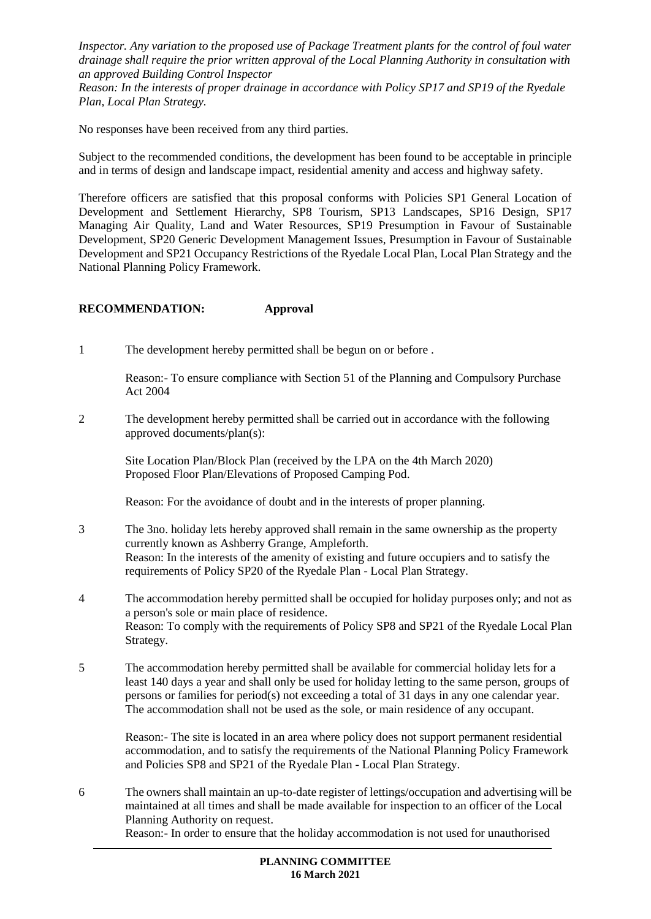*Inspector. Any variation to the proposed use of Package Treatment plants for the control of foul water drainage shall require the prior written approval of the Local Planning Authority in consultation with an approved Building Control Inspector*
*Reason: In the interests of proper drainage in accordance with Policy SP17 and SP19 of the Ryedale Plan, Local Plan Strategy.*

No responses have been received from any third parties.

Subject to the recommended conditions, the development has been found to be acceptable in principle and in terms of design and landscape impact, residential amenity and access and highway safety.

Therefore officers are satisfied that this proposal conforms with Policies SP1 General Location of Development and Settlement Hierarchy, SP8 Tourism, SP13 Landscapes, SP16 Design, SP17 Managing Air Quality, Land and Water Resources, SP19 Presumption in Favour of Sustainable Development, SP20 Generic Development Management Issues, Presumption in Favour of Sustainable Development and SP21 Occupancy Restrictions of the Ryedale Local Plan, Local Plan Strategy and the National Planning Policy Framework.

**RECOMMENDATION: Approval**

1 The development hereby permitted shall be begun on or before .

Reason:- To ensure compliance with Section 51 of the Planning and Compulsory Purchase Act 2004

2 The development hereby permitted shall be carried out in accordance with the following approved documents/plan(s):

Site Location Plan/Block Plan (received by the LPA on the 4th March 2020)
Proposed Floor Plan/Elevations of Proposed Camping Pod.

Reason: For the avoidance of doubt and in the interests of proper planning.

3 The 3no. holiday lets hereby approved shall remain in the same ownership as the property currently known as Ashberry Grange, Ampleforth.
Reason: In the interests of the amenity of existing and future occupiers and to satisfy the requirements of Policy SP20 of the Ryedale Plan - Local Plan Strategy.

4 The accommodation hereby permitted shall be occupied for holiday purposes only; and not as a person's sole or main place of residence.
Reason: To comply with the requirements of Policy SP8 and SP21 of the Ryedale Local Plan Strategy.

5 The accommodation hereby permitted shall be available for commercial holiday lets for a least 140 days a year and shall only be used for holiday letting to the same person, groups of persons or families for period(s) not exceeding a total of 31 days in any one calendar year. The accommodation shall not be used as the sole, or main residence of any occupant.

Reason:- The site is located in an area where policy does not support permanent residential accommodation, and to satisfy the requirements of the National Planning Policy Framework and Policies SP8 and SP21 of the Ryedale Plan - Local Plan Strategy.

6 The owners shall maintain an up-to-date register of lettings/occupation and advertising will be maintained at all times and shall be made available for inspection to an officer of the Local Planning Authority on request.
Reason:- In order to ensure that the holiday accommodation is not used for unauthorised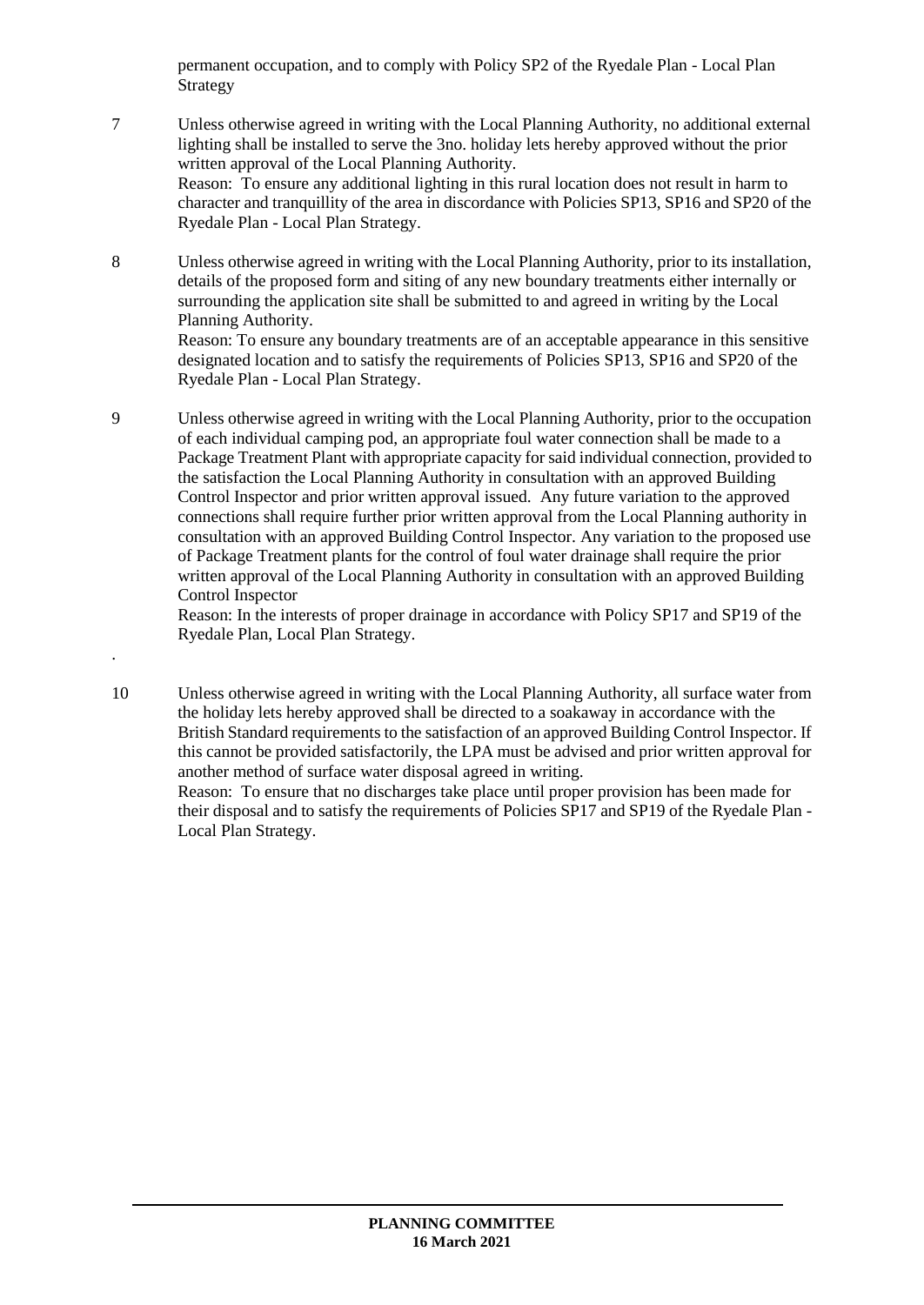permanent occupation, and to comply with Policy SP2 of the Ryedale Plan - Local Plan Strategy

7 Unless otherwise agreed in writing with the Local Planning Authority, no additional external lighting shall be installed to serve the 3no. holiday lets hereby approved without the prior written approval of the Local Planning Authority.
Reason: To ensure any additional lighting in this rural location does not result in harm to character and tranquillity of the area in discordance with Policies SP13, SP16 and SP20 of the Ryedale Plan - Local Plan Strategy.

8 Unless otherwise agreed in writing with the Local Planning Authority, prior to its installation, details of the proposed form and siting of any new boundary treatments either internally or surrounding the application site shall be submitted to and agreed in writing by the Local Planning Authority.
Reason: To ensure any boundary treatments are of an acceptable appearance in this sensitive designated location and to satisfy the requirements of Policies SP13, SP16 and SP20 of the Ryedale Plan - Local Plan Strategy.

9 Unless otherwise agreed in writing with the Local Planning Authority, prior to the occupation of each individual camping pod, an appropriate foul water connection shall be made to a Package Treatment Plant with appropriate capacity for said individual connection, provided to the satisfaction the Local Planning Authority in consultation with an approved Building Control Inspector and prior written approval issued. Any future variation to the approved connections shall require further prior written approval from the Local Planning authority in consultation with an approved Building Control Inspector. Any variation to the proposed use of Package Treatment plants for the control of foul water drainage shall require the prior written approval of the Local Planning Authority in consultation with an approved Building Control Inspector
Reason: In the interests of proper drainage in accordance with Policy SP17 and SP19 of the Ryedale Plan, Local Plan Strategy.

.

10 Unless otherwise agreed in writing with the Local Planning Authority, all surface water from the holiday lets hereby approved shall be directed to a soakaway in accordance with the British Standard requirements to the satisfaction of an approved Building Control Inspector. If this cannot be provided satisfactorily, the LPA must be advised and prior written approval for another method of surface water disposal agreed in writing.
Reason: To ensure that no discharges take place until proper provision has been made for their disposal and to satisfy the requirements of Policies SP17 and SP19 of the Ryedale Plan - Local Plan Strategy.